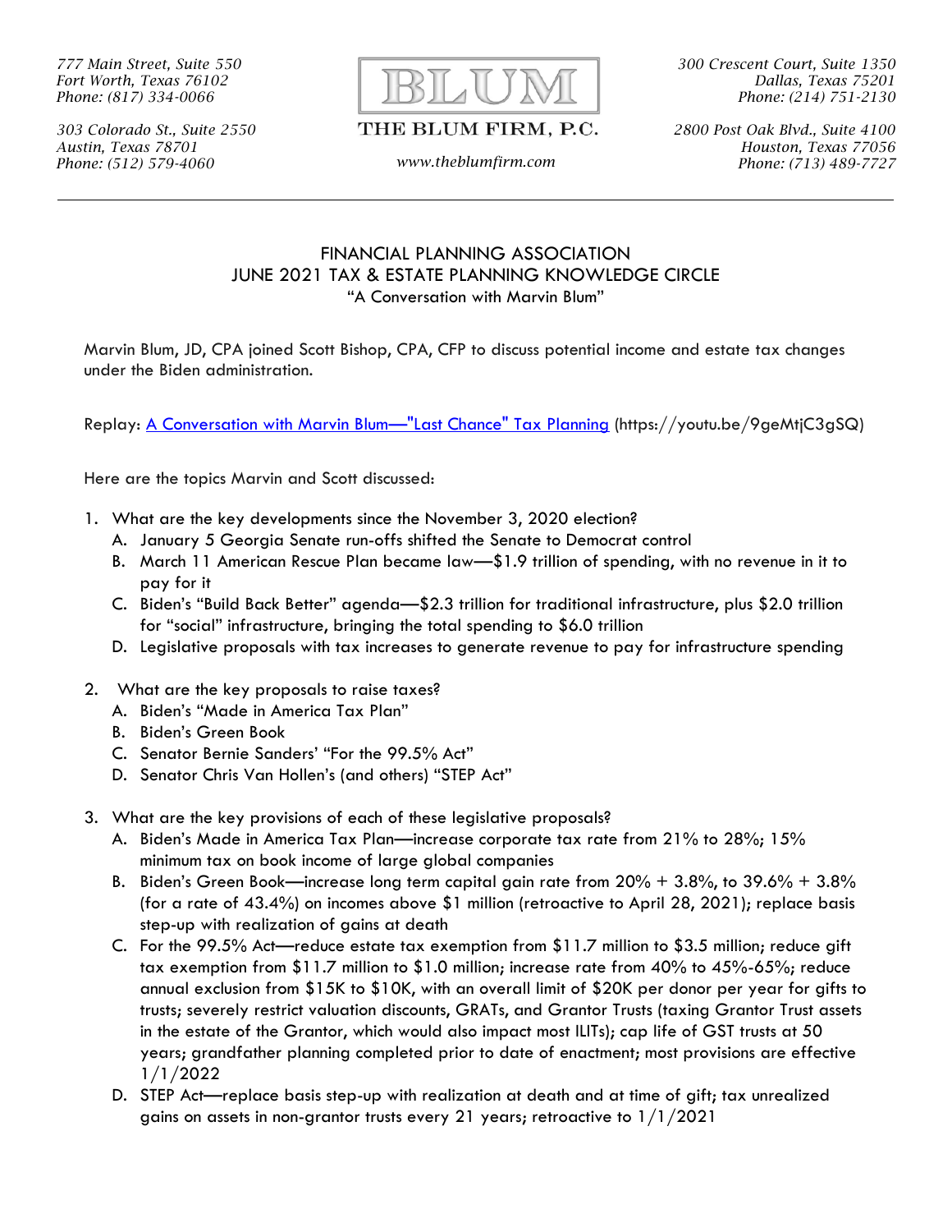777 Main Street, Suite 550
Fort Worth, Texas 76102
Phone: (817) 334-0066

303 Colorado St., Suite 2550
Austin, Texas 78701
Phone: (512) 579-4060

**BLUM**
**THE BLUM FIRM, P.C.**
www.theblumfirm.com

300 Crescent Court, Suite 1350
Dallas, Texas 75201
Phone: (214) 751-2130

2800 Post Oak Blvd., Suite 4100
Houston, Texas 77056
Phone: (713) 489-7727

---

# FINANCIAL PLANNING ASSOCIATION
## JUNE 2021 TAX & ESTATE PLANNING KNOWLEDGE CIRCLE
### "A Conversation with Marvin Blum"

Marvin Blum, JD, CPA joined Scott Bishop, CPA, CFP to discuss potential income and estate tax changes under the Biden administration.

Replay: [A Conversation with Marvin Blum—"Last Chance" Tax Planning](https://youtu.be/9geMtjC3gSQ) (https://youtu.be/9geMtjC3gSQ)

Here are the topics Marvin and Scott discussed:

1. What are the key developments since the November 3, 2020 election?
   - A. January 5 Georgia Senate run-offs shifted the Senate to Democrat control
   - B. March 11 American Rescue Plan became law—$1.9 trillion of spending, with no revenue in it to pay for it
   - C. Biden's "Build Back Better" agenda—$2.3 trillion for traditional infrastructure, plus $2.0 trillion for "social" infrastructure, bringing the total spending to $6.0 trillion
   - D. Legislative proposals with tax increases to generate revenue to pay for infrastructure spending

2. What are the key proposals to raise taxes?
   - A. Biden's "Made in America Tax Plan"
   - B. Biden's Green Book
   - C. Senator Bernie Sanders' "For the 99.5% Act"
   - D. Senator Chris Van Hollen's (and others) "STEP Act"

3. What are the key provisions of each of these legislative proposals?
   - A. Biden's Made in America Tax Plan—increase corporate tax rate from 21% to 28%; 15% minimum tax on book income of large global companies
   - B. Biden's Green Book—increase long term capital gain rate from 20% + 3.8%, to 39.6% + 3.8% (for a rate of 43.4%) on incomes above $1 million (retroactive to April 28, 2021); replace basis step-up with realization of gains at death
   - C. For the 99.5% Act—reduce estate tax exemption from $11.7 million to $3.5 million; reduce gift tax exemption from $11.7 million to $1.0 million; increase rate from 40% to 45%-65%; reduce annual exclusion from $15K to $10K, with an overall limit of $20K per donor per year for gifts to trusts; severely restrict valuation discounts, GRATs, and Grantor Trusts (taxing Grantor Trust assets in the estate of the Grantor, which would also impact most ILITs); cap life of GST trusts at 50 years; grandfather planning completed prior to date of enactment; most provisions are effective 1/1/2022
   - D. STEP Act—replace basis step-up with realization at death and at time of gift; tax unrealized gains on assets in non-grantor trusts every 21 years; retroactive to 1/1/2021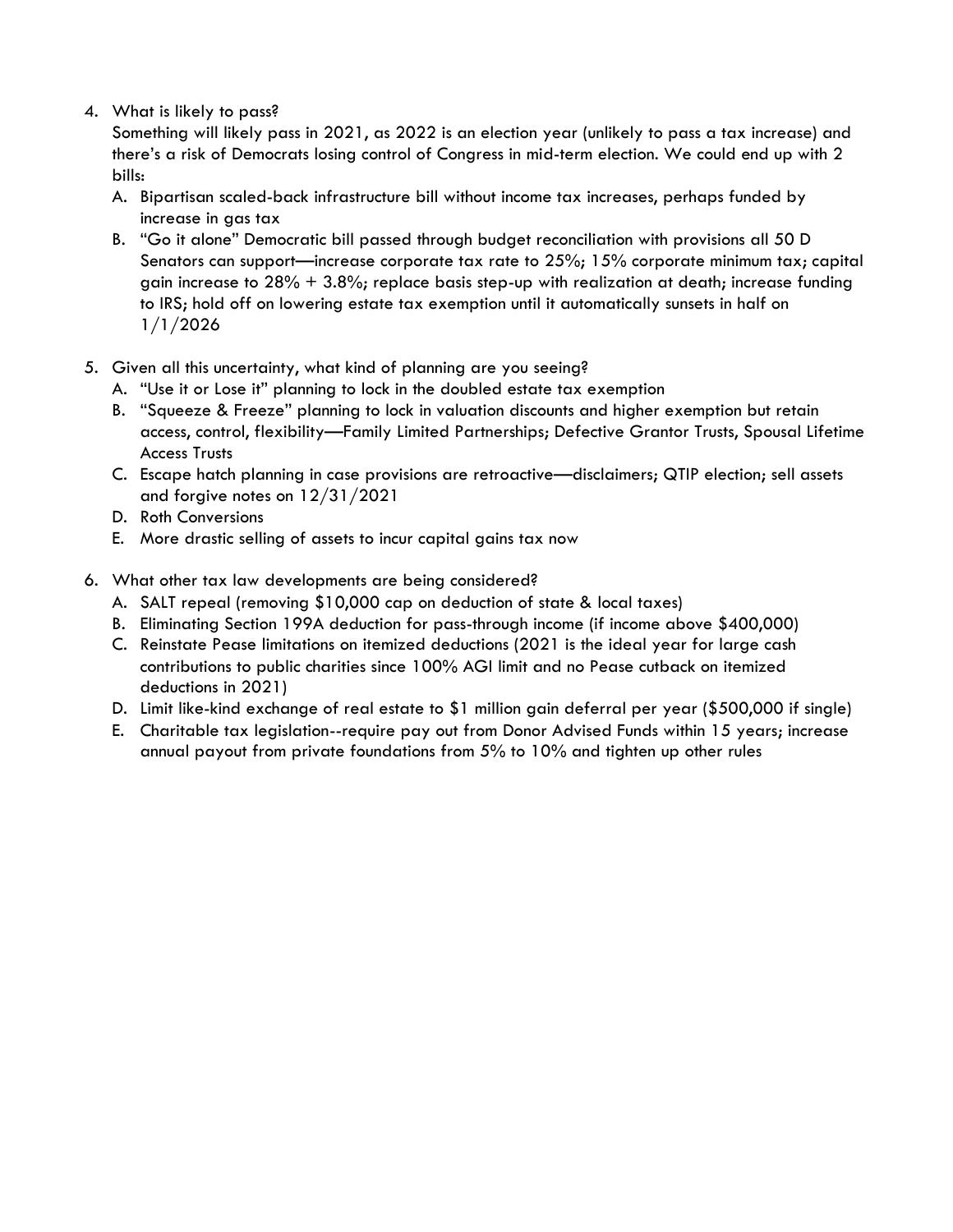4. What is likely to pass?

   Something will likely pass in 2021, as 2022 is an election year (unlikely to pass a tax increase) and there's a risk of Democrats losing control of Congress in mid-term election. We could end up with 2 bills:

   A. Bipartisan scaled-back infrastructure bill without income tax increases, perhaps funded by increase in gas tax
   B. "Go it alone" Democratic bill passed through budget reconciliation with provisions all 50 D Senators can support—increase corporate tax rate to 25%; 15% corporate minimum tax; capital gain increase to 28% + 3.8%; replace basis step-up with realization at death; increase funding to IRS; hold off on lowering estate tax exemption until it automatically sunsets in half on 1/1/2026

5. Given all this uncertainty, what kind of planning are you seeing?

   A. "Use it or Lose it" planning to lock in the doubled estate tax exemption
   B. "Squeeze & Freeze" planning to lock in valuation discounts and higher exemption but retain access, control, flexibility—Family Limited Partnerships; Defective Grantor Trusts, Spousal Lifetime Access Trusts
   C. Escape hatch planning in case provisions are retroactive—disclaimers; QTIP election; sell assets and forgive notes on 12/31/2021
   D. Roth Conversions
   E. More drastic selling of assets to incur capital gains tax now

6. What other tax law developments are being considered?

   A. SALT repeal (removing $10,000 cap on deduction of state & local taxes)
   B. Eliminating Section 199A deduction for pass-through income (if income above $400,000)
   C. Reinstate Pease limitations on itemized deductions (2021 is the ideal year for large cash contributions to public charities since 100% AGI limit and no Pease cutback on itemized deductions in 2021)
   D. Limit like-kind exchange of real estate to $1 million gain deferral per year ($500,000 if single)
   E. Charitable tax legislation--require pay out from Donor Advised Funds within 15 years; increase annual payout from private foundations from 5% to 10% and tighten up other rules